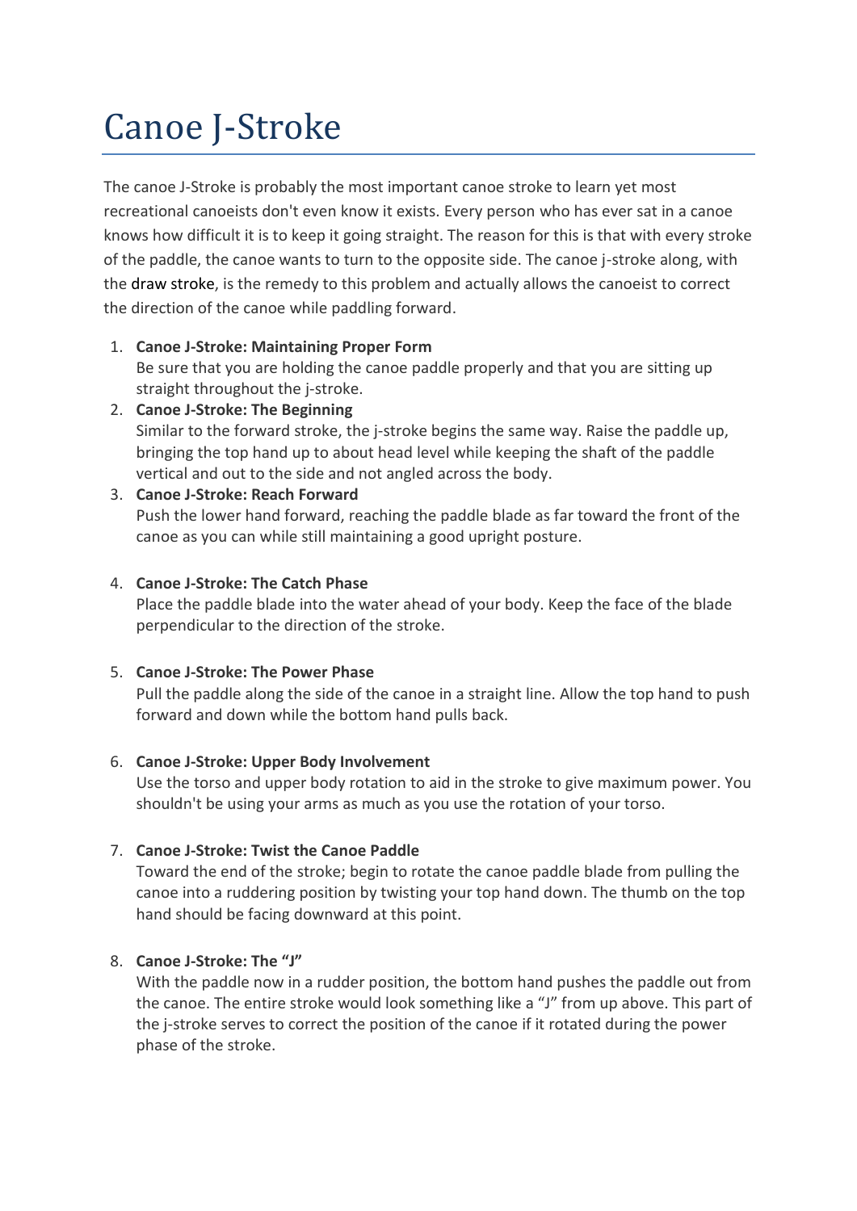# Canoe J-Stroke

The canoe J-Stroke is probably the most important canoe stroke to learn yet most recreational canoeists don't even know it exists. Every person who has ever sat in a canoe knows how difficult it is to keep it going straight. The reason for this is that with every stroke of the paddle, the canoe wants to turn to the opposite side. The canoe j-stroke along, with the draw stroke, is the remedy to this problem and actually allows the canoeist to correct the direction of the canoe while paddling forward.

1. **Canoe J-Stroke: Maintaining Proper Form**
   Be sure that you are holding the canoe paddle properly and that you are sitting up straight throughout the j-stroke.
2. **Canoe J-Stroke: The Beginning**
   Similar to the forward stroke, the j-stroke begins the same way. Raise the paddle up, bringing the top hand up to about head level while keeping the shaft of the paddle vertical and out to the side and not angled across the body.
3. **Canoe J-Stroke: Reach Forward**
   Push the lower hand forward, reaching the paddle blade as far toward the front of the canoe as you can while still maintaining a good upright posture.
4. **Canoe J-Stroke: The Catch Phase**
   Place the paddle blade into the water ahead of your body. Keep the face of the blade perpendicular to the direction of the stroke.
5. **Canoe J-Stroke: The Power Phase**
   Pull the paddle along the side of the canoe in a straight line. Allow the top hand to push forward and down while the bottom hand pulls back.
6. **Canoe J-Stroke: Upper Body Involvement**
   Use the torso and upper body rotation to aid in the stroke to give maximum power. You shouldn't be using your arms as much as you use the rotation of your torso.
7. **Canoe J-Stroke: Twist the Canoe Paddle**
   Toward the end of the stroke; begin to rotate the canoe paddle blade from pulling the canoe into a ruddering position by twisting your top hand down. The thumb on the top hand should be facing downward at this point.
8. **Canoe J-Stroke: The "J"**
   With the paddle now in a rudder position, the bottom hand pushes the paddle out from the canoe. The entire stroke would look something like a "J" from up above. This part of the j-stroke serves to correct the position of the canoe if it rotated during the power phase of the stroke.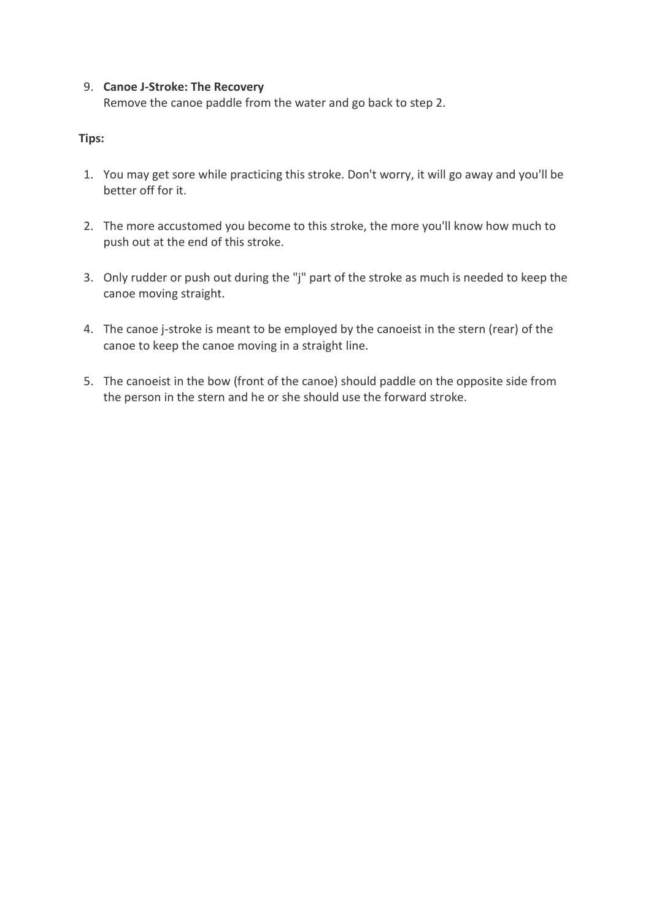9. **Canoe J-Stroke: The Recovery**
   Remove the canoe paddle from the water and go back to step 2.

**Tips:**

1. You may get sore while practicing this stroke. Don't worry, it will go away and you'll be better off for it.

2. The more accustomed you become to this stroke, the more you'll know how much to push out at the end of this stroke.

3. Only rudder or push out during the "j" part of the stroke as much is needed to keep the canoe moving straight.

4. The canoe j-stroke is meant to be employed by the canoeist in the stern (rear) of the canoe to keep the canoe moving in a straight line.

5. The canoeist in the bow (front of the canoe) should paddle on the opposite side from the person in the stern and he or she should use the forward stroke.